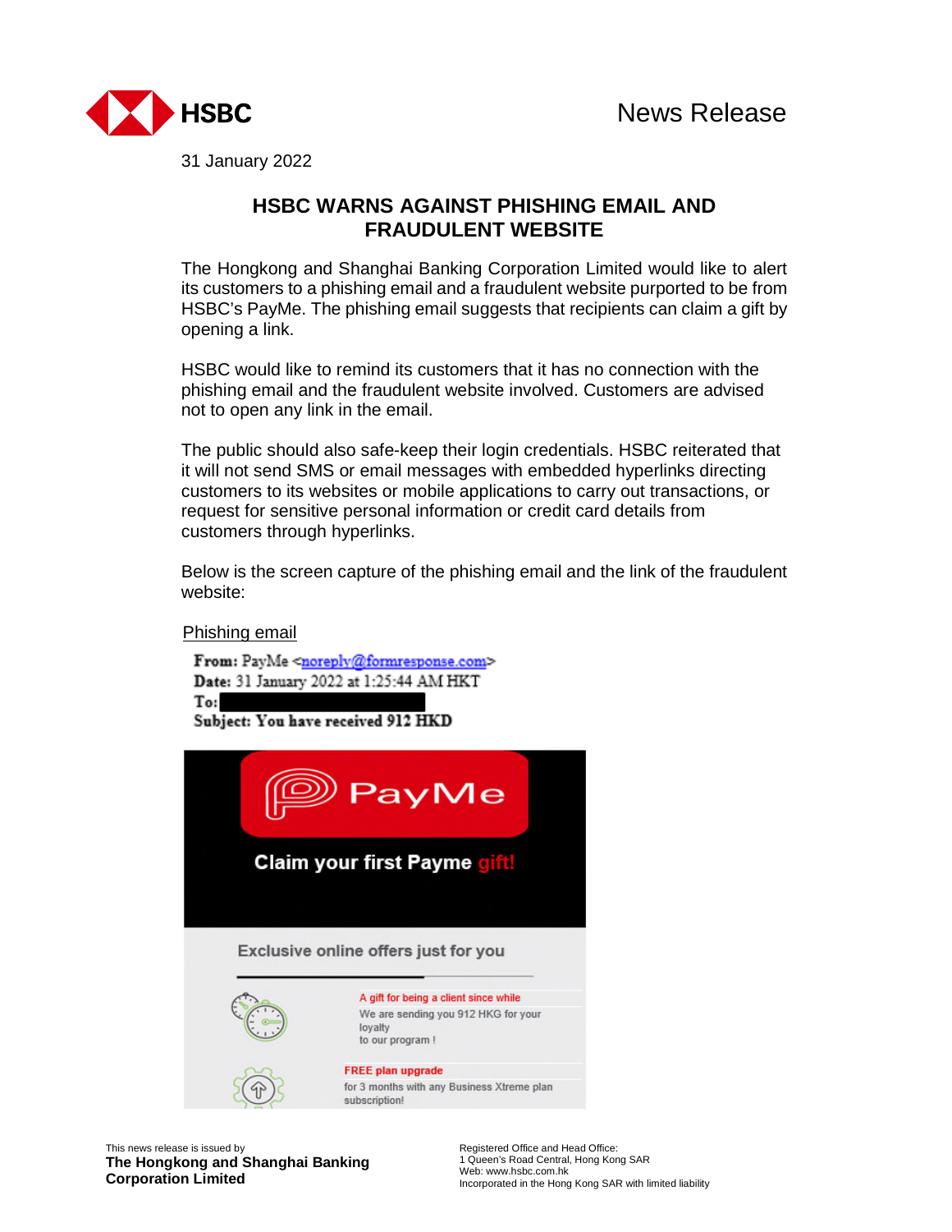News Release

31 January 2022

# HSBC WARNS AGAINST PHISHING EMAIL AND FRAUDULENT WEBSITE

The Hongkong and Shanghai Banking Corporation Limited would like to alert its customers to a phishing email and a fraudulent website purported to be from HSBC's PayMe. The phishing email suggests that recipients can claim a gift by opening a link.

HSBC would like to remind its customers that it has no connection with the phishing email and the fraudulent website involved. Customers are advised not to open any link in the email.

The public should also safe-keep their login credentials. HSBC reiterated that it will not send SMS or email messages with embedded hyperlinks directing customers to its websites or mobile applications to carry out transactions, or request for sensitive personal information or credit card details from customers through hyperlinks.

Below is the screen capture of the phishing email and the link of the fraudulent website:

Phishing email

**From:** PayMe <noreply@formresponse.com>
**Date:** 31 January 2022 at 1:25:44 AM HKT
**To:**
**Subject: You have received 912 HKD**

PayMe

Claim your first Payme gift!

Exclusive online offers just for you

A gift for being a client since while
We are sending you 912 HKG for your loyalty
to our program !

FREE plan upgrade
for 3 months with any Business Xtreme plan subscription!

This news release is issued by
**The Hongkong and Shanghai Banking Corporation Limited**

Registered Office and Head Office:
1 Queen's Road Central, Hong Kong SAR
Web: www.hsbc.com.hk
Incorporated in the Hong Kong SAR with limited liability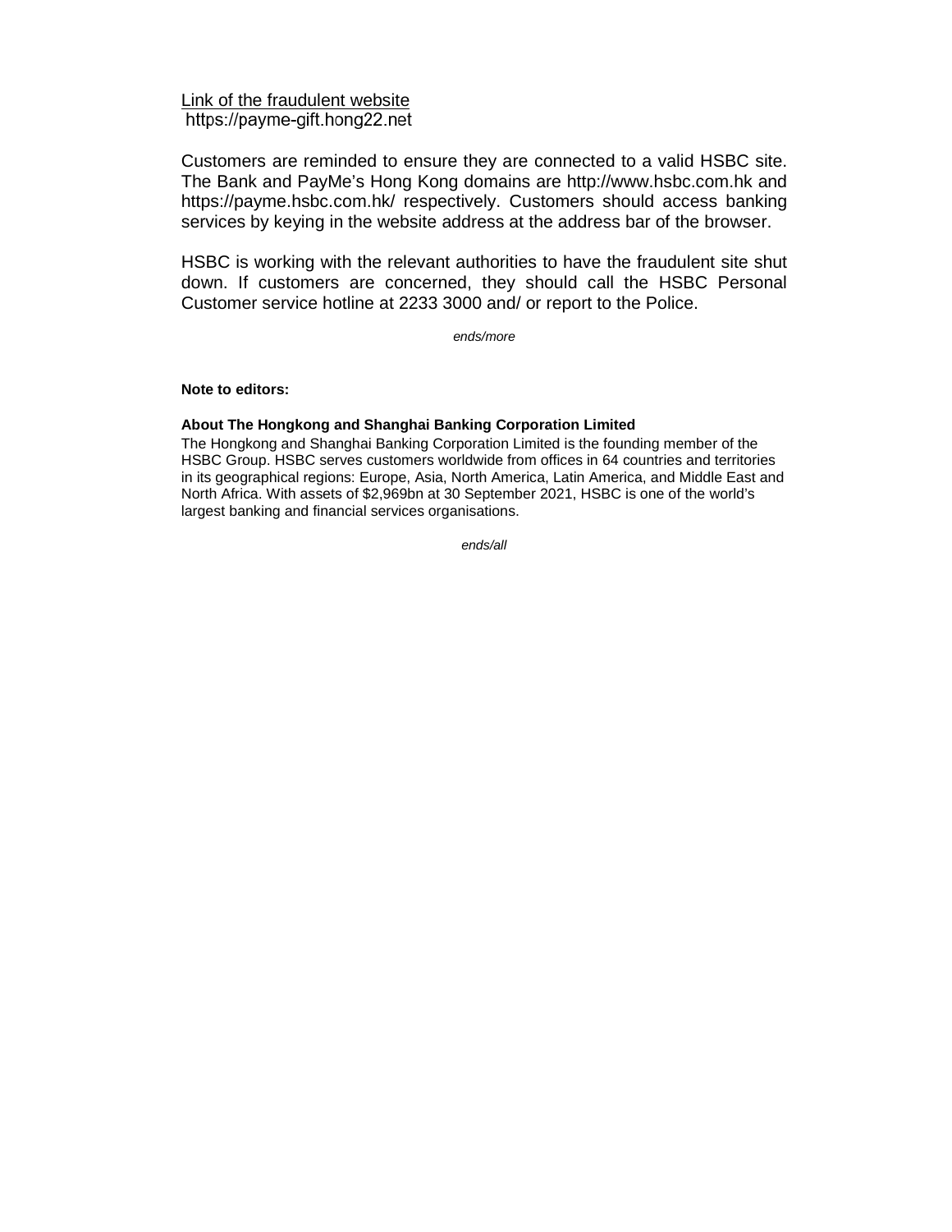Link of the fraudulent website

https://payme-gift.hong22.net

Customers are reminded to ensure they are connected to a valid HSBC site. The Bank and PayMe's Hong Kong domains are http://www.hsbc.com.hk and https://payme.hsbc.com.hk/ respectively. Customers should access banking services by keying in the website address at the address bar of the browser.

HSBC is working with the relevant authorities to have the fraudulent site shut down. If customers are concerned, they should call the HSBC Personal Customer service hotline at 2233 3000 and/ or report to the Police.

*ends/more*

**Note to editors:**

**About The Hongkong and Shanghai Banking Corporation Limited**

The Hongkong and Shanghai Banking Corporation Limited is the founding member of the HSBC Group. HSBC serves customers worldwide from offices in 64 countries and territories in its geographical regions: Europe, Asia, North America, Latin America, and Middle East and North Africa. With assets of $2,969bn at 30 September 2021, HSBC is one of the world's largest banking and financial services organisations.

*ends/all*